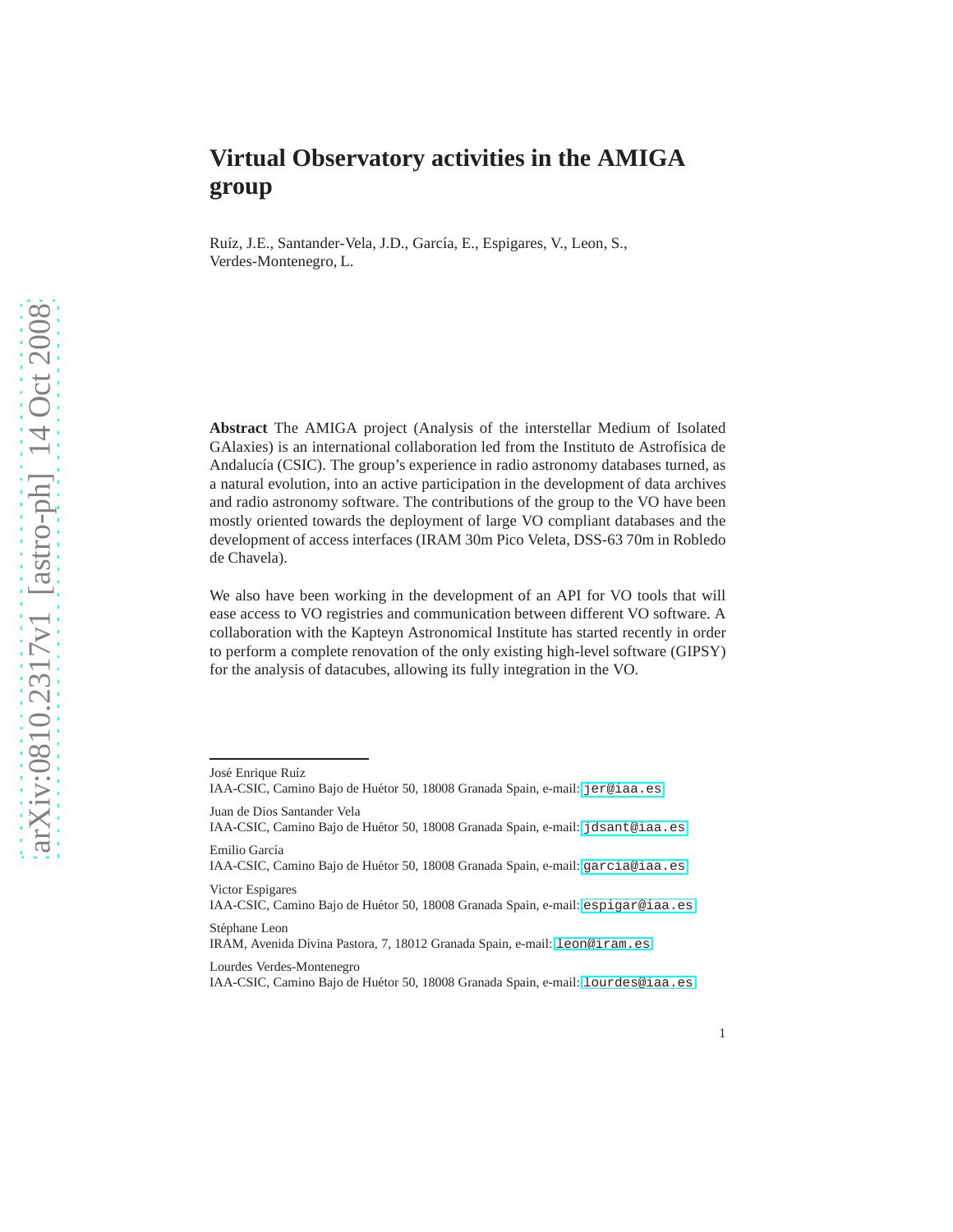# Virtual Observatory activities in the AMIGA group

Ruíz, J.E., Santander-Vela, J.D., García, E., Espigares, V., Leon, S., Verdes-Montenegro, L.

**Abstract** The AMIGA project (Analysis of the interstellar Medium of Isolated GAlaxies) is an international collaboration led from the Instituto de Astrofísica de Andalucía (CSIC). The group's experience in radio astronomy databases turned, as a natural evolution, into an active participation in the development of data archives and radio astronomy software. The contributions of the group to the VO have been mostly oriented towards the deployment of large VO compliant databases and the development of access interfaces (IRAM 30m Pico Veleta, DSS-63 70m in Robledo de Chavela).

We also have been working in the development of an API for VO tools that will ease access to VO registries and communication between different VO software. A collaboration with the Kapteyn Astronomical Institute has started recently in order to perform a complete renovation of the only existing high-level software (GIPSY) for the analysis of datacubes, allowing its fully integration in the VO.

---

José Enrique Ruíz
IAA-CSIC, Camino Bajo de Huétor 50, 18008 Granada Spain, e-mail: jer@iaa.es

Juan de Dios Santander Vela
IAA-CSIC, Camino Bajo de Huétor 50, 18008 Granada Spain, e-mail: jdsant@iaa.es

Emilio García
IAA-CSIC, Camino Bajo de Huétor 50, 18008 Granada Spain, e-mail: garcia@iaa.es

Victor Espigares
IAA-CSIC, Camino Bajo de Huétor 50, 18008 Granada Spain, e-mail: espigar@iaa.es

Stéphane Leon
IRAM, Avenida Divina Pastora, 7, 18012 Granada Spain, e-mail: leon@iram.es

Lourdes Verdes-Montenegro
IAA-CSIC, Camino Bajo de Huétor 50, 18008 Granada Spain, e-mail: lourdes@iaa.es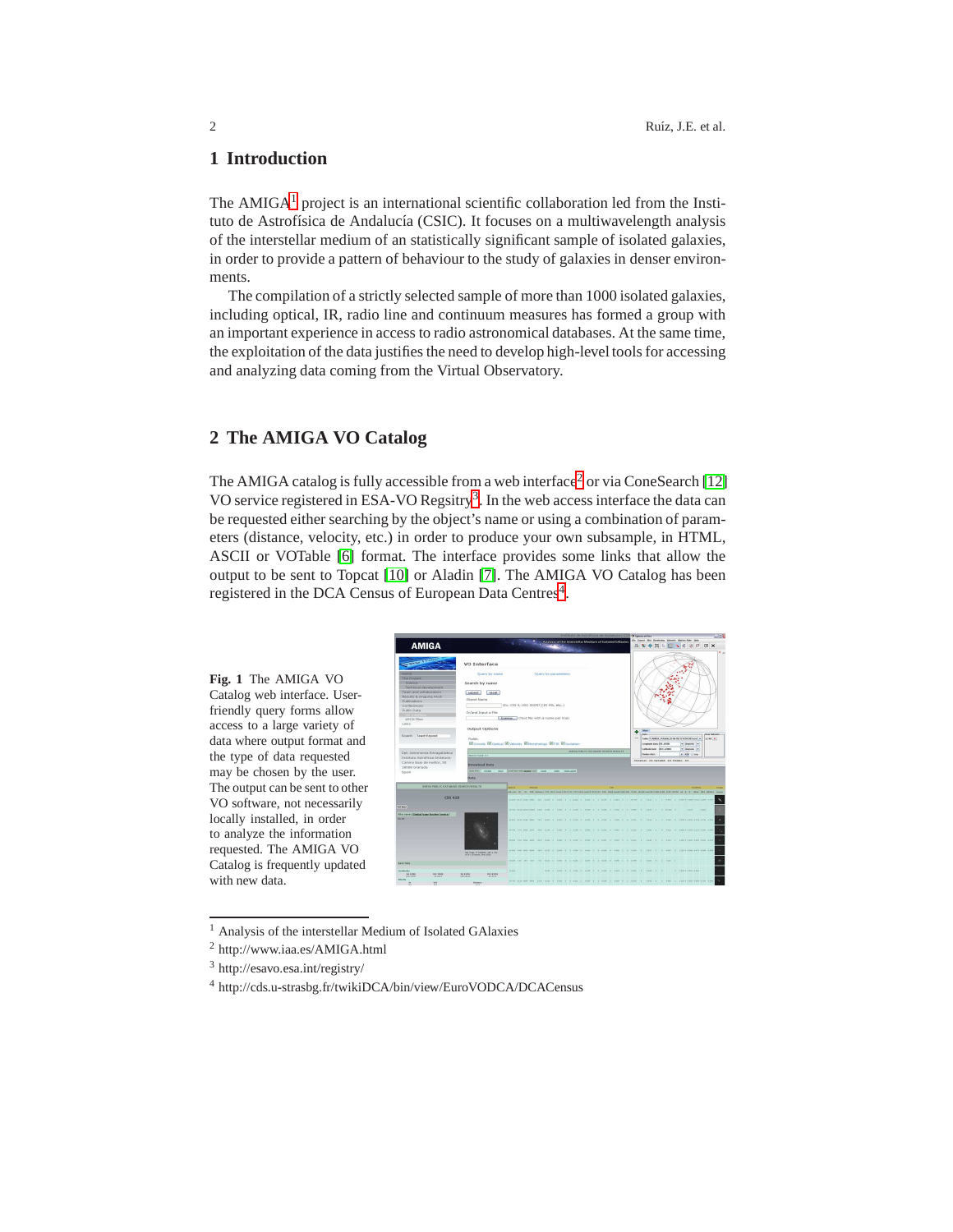## 1 Introduction

The AMIGA[1] project is an international scientific collaboration led from the Instituto de Astrofísica de Andalucía (CSIC). It focuses on a multiwavelength analysis of the interstellar medium of an statistically significant sample of isolated galaxies, in order to provide a pattern of behaviour to the study of galaxies in denser environments.

The compilation of a strictly selected sample of more than 1000 isolated galaxies, including optical, IR, radio line and continuum measures has formed a group with an important experience in access to radio astronomical databases. At the same time, the exploitation of the data justifies the need to develop high-level tools for accessing and analyzing data coming from the Virtual Observatory.

## 2 The AMIGA VO Catalog

The AMIGA catalog is fully accessible from a web interface[2] or via ConeSearch [12] VO service registered in ESA-VO Regsitry[3]. In the web access interface the data can be requested either searching by the object's name or using a combination of parameters (distance, velocity, etc.) in order to produce your own subsample, in HTML, ASCII or VOTable [6] format. The interface provides some links that allow the output to be sent to Topcat [10] or Aladin [7]. The AMIGA VO Catalog has been registered in the DCA Census of European Data Centres[4].

**Fig. 1** The AMIGA VO Catalog web interface. User-friendly query forms allow access to a large variety of data where output format and the type of data requested may be chosen by the user. The output can be sent to other VO software, not necessarily locally installed, in order to analyze the information requested. The AMIGA VO Catalog is frequently updated with new data.

---

[1] Analysis of the interstellar Medium of Isolated GAlaxies

[2] http://www.iaa.es/AMIGA.html

[3] http://esavo.esa.int/registry/

[4] http://cds.u-strasbg.fr/twikiDCA/bin/view/EuroVODCA/DCACensus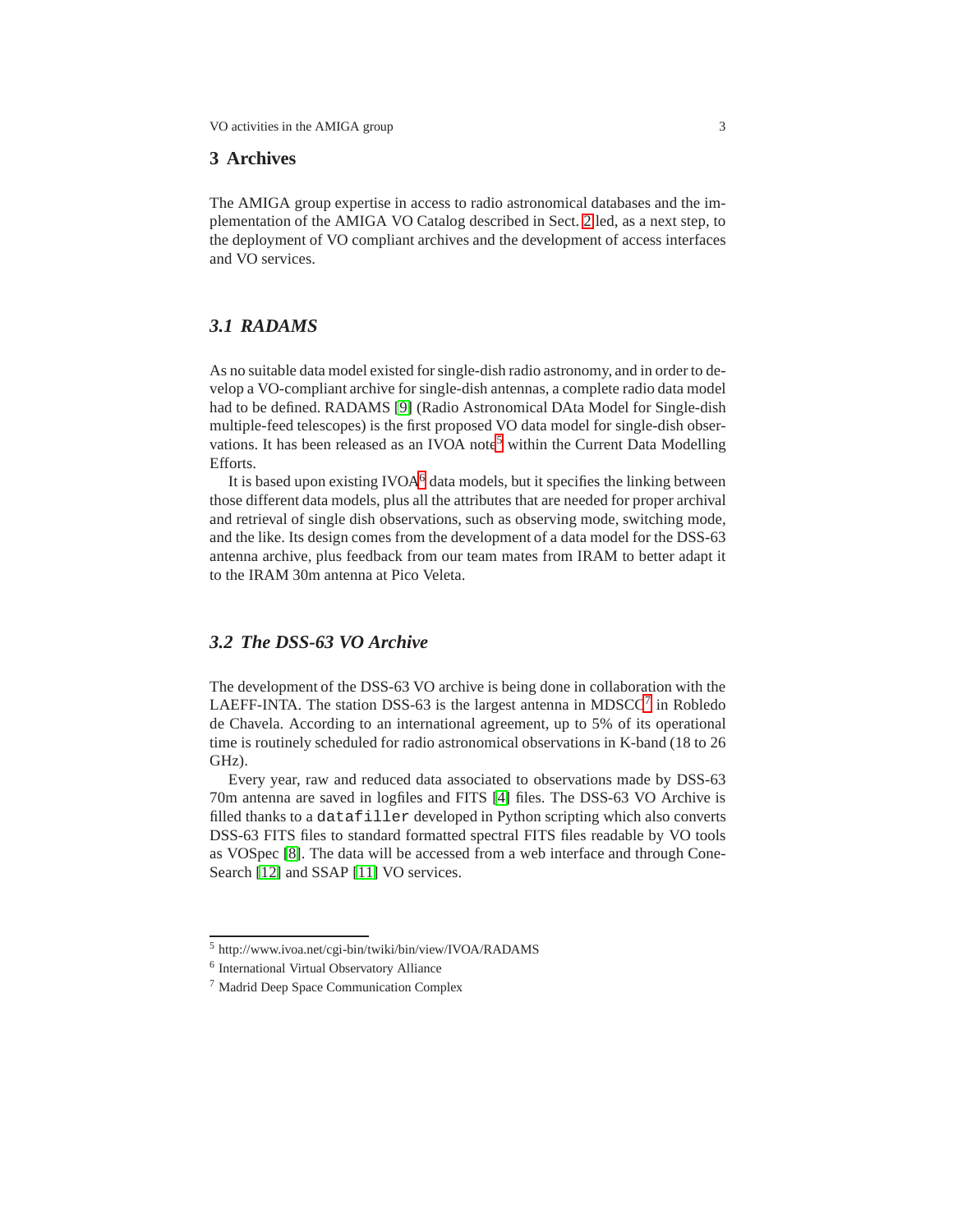## 3 Archives

The AMIGA group expertise in access to radio astronomical databases and the implementation of the AMIGA VO Catalog described in Sect. 2 led, as a next step, to the deployment of VO compliant archives and the development of access interfaces and VO services.

### *3.1 RADAMS*

As no suitable data model existed for single-dish radio astronomy, and in order to develop a VO-compliant archive for single-dish antennas, a complete radio data model had to be defined. RADAMS [9] (Radio Astronomical DAta Model for Single-dish multiple-feed telescopes) is the first proposed VO data model for single-dish observations. It has been released as an IVOA note[5] within the Current Data Modelling Efforts.

It is based upon existing IVOA[6] data models, but it specifies the linking between those different data models, plus all the attributes that are needed for proper archival and retrieval of single dish observations, such as observing mode, switching mode, and the like. Its design comes from the development of a data model for the DSS-63 antenna archive, plus feedback from our team mates from IRAM to better adapt it to the IRAM 30m antenna at Pico Veleta.

### *3.2 The DSS-63 VO Archive*

The development of the DSS-63 VO archive is being done in collaboration with the LAEFF-INTA. The station DSS-63 is the largest antenna in MDSCC[7] in Robledo de Chavela. According to an international agreement, up to 5% of its operational time is routinely scheduled for radio astronomical observations in K-band (18 to 26 GHz).

Every year, raw and reduced data associated to observations made by DSS-63 70m antenna are saved in logfiles and FITS [4] files. The DSS-63 VO Archive is filled thanks to a `datafiller` developed in Python scripting which also converts DSS-63 FITS files to standard formatted spectral FITS files readable by VO tools as VOSpec [8]. The data will be accessed from a web interface and through Cone-Search [12] and SSAP [11] VO services.

---

[5] http://www.ivoa.net/cgi-bin/twiki/bin/view/IVOA/RADAMS

[6] International Virtual Observatory Alliance

[7] Madrid Deep Space Communication Complex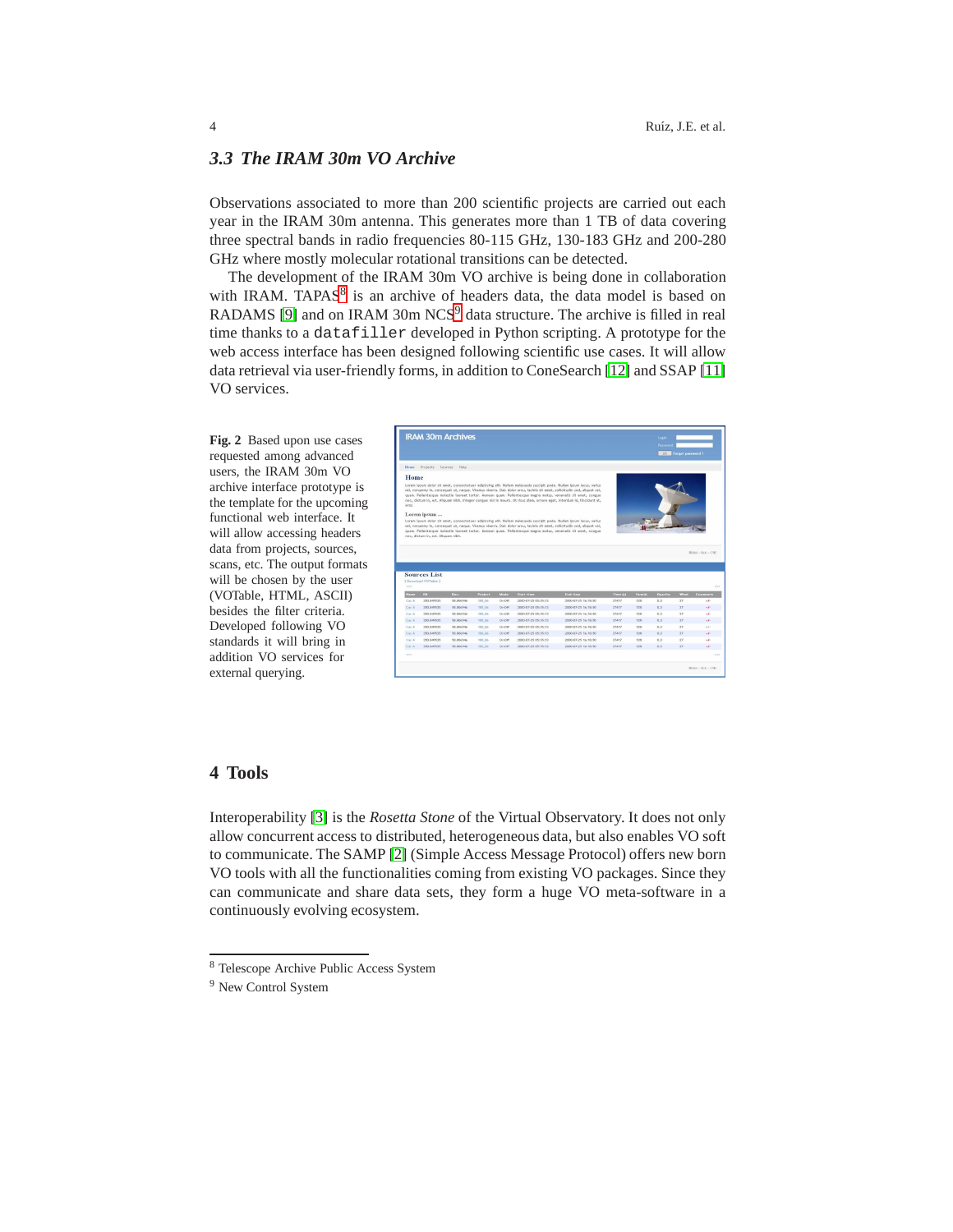### 3.3 *The IRAM 30m VO Archive*

Observations associated to more than 200 scientific projects are carried out each year in the IRAM 30m antenna. This generates more than 1 TB of data covering three spectral bands in radio frequencies 80-115 GHz, 130-183 GHz and 200-280 GHz where mostly molecular rotational transitions can be detected.

The development of the IRAM 30m VO archive is being done in collaboration with IRAM. TAPAS[8] is an archive of headers data, the data model is based on RADAMS [9] and on IRAM 30m NCS[9] data structure. The archive is filled in real time thanks to a `datafiller` developed in Python scripting. A prototype for the web access interface has been designed following scientific use cases. It will allow data retrieval via user-friendly forms, in addition to ConeSearch [12] and SSAP [11] VO services.

**Fig. 2** Based upon use cases requested among advanced users, the IRAM 30m VO archive interface prototype is the template for the upcoming functional web interface. It will allow accessing headers data from projects, sources, scans, etc. The output formats will be chosen by the user (VOTable, HTML, ASCII) besides the filter criteria. Developed following VO standards it will bring in addition VO services for external querying.

## 4 Tools

Interoperability [3] is the *Rosetta Stone* of the Virtual Observatory. It does not only allow concurrent access to distributed, heterogeneous data, but also enables VO soft to communicate. The SAMP [2] (Simple Access Message Protocol) offers new born VO tools with all the functionalities coming from existing VO packages. Since they can communicate and share data sets, they form a huge VO meta-software in a continuously evolving ecosystem.

---

[8] Telescope Archive Public Access System

[9] New Control System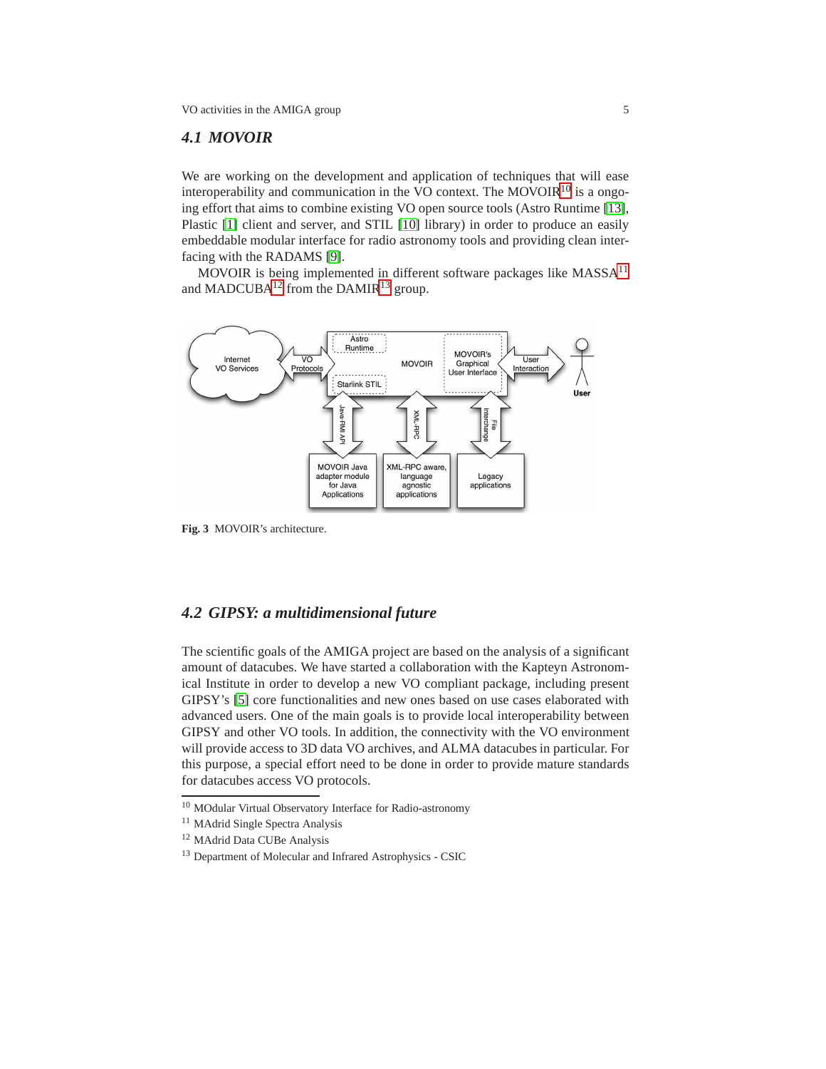## 4.1 MOVOIR

We are working on the development and application of techniques that will ease interoperability and communication in the VO context. The MOVOIR[10] is a ongoing effort that aims to combine existing VO open source tools (Astro Runtime [13], Plastic [1] client and server, and STIL [10] library) in order to produce an easily embeddable modular interface for radio astronomy tools and providing clean interfacing with the RADAMS [9].

MOVOIR is being implemented in different software packages like MASSA[11] and MADCUBA[12] from the DAMIR[13] group.

**Fig. 3** MOVOIR's architecture.

## 4.2 GIPSY: a multidimensional future

The scientific goals of the AMIGA project are based on the analysis of a significant amount of datacubes. We have started a collaboration with the Kapteyn Astronomical Institute in order to develop a new VO compliant package, including present GIPSY's [5] core functionalities and new ones based on use cases elaborated with advanced users. One of the main goals is to provide local interoperability between GIPSY and other VO tools. In addition, the connectivity with the VO environment will provide access to 3D data VO archives, and ALMA datacubes in particular. For this purpose, a special effort need to be done in order to provide mature standards for datacubes access VO protocols.

---

[10] MOdular Virtual Observatory Interface for Radio-astronomy

[11] MAdrid Single Spectra Analysis

[12] MAdrid Data CUBe Analysis

[13] Department of Molecular and Infrared Astrophysics - CSIC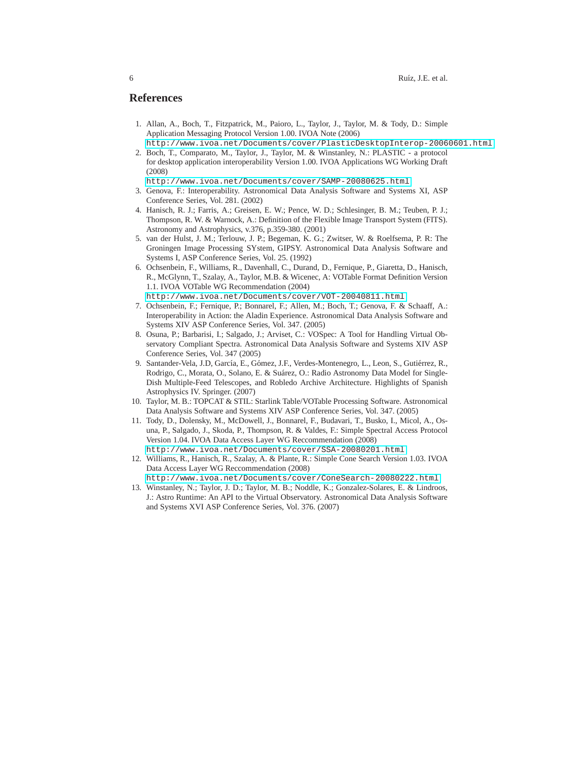## References

1. Allan, A., Boch, T., Fitzpatrick, M., Paioro, L., Taylor, J., Taylor, M. & Tody, D.: Simple Application Messaging Protocol Version 1.00. IVOA Note (2006)
   http://www.ivoa.net/Documents/cover/PlasticDesktopInterop-20060601.html
2. Boch, T., Comparato, M., Taylor, J., Taylor, M. & Winstanley, N.: PLASTIC - a protocol for desktop application interoperability Version 1.00. IVOA Applications WG Working Draft (2008)
   http://www.ivoa.net/Documents/cover/SAMP-20080625.html
3. Genova, F.: Interoperability. Astronomical Data Analysis Software and Systems XI, ASP Conference Series, Vol. 281. (2002)
4. Hanisch, R. J.; Farris, A.; Greisen, E. W.; Pence, W. D.; Schlesinger, B. M.; Teuben, P. J.; Thompson, R. W. & Warnock, A.: Definition of the Flexible Image Transport System (FITS). Astronomy and Astrophysics, v.376, p.359-380. (2001)
5. van der Hulst, J. M.; Terlouw, J. P.; Begeman, K. G.; Zwitser, W. & Roelfsema, P. R: The Groningen Image Processing SYstem, GIPSY. Astronomical Data Analysis Software and Systems I, ASP Conference Series, Vol. 25. (1992)
6. Ochsenbein, F., Williams, R., Davenhall, C., Durand, D., Fernique, P., Giaretta, D., Hanisch, R., McGlynn, T., Szalay, A., Taylor, M.B. & Wicenec, A: VOTable Format Definition Version 1.1. IVOA VOTable WG Recommendation (2004)
   http://www.ivoa.net/Documents/cover/VOT-20040811.html
7. Ochsenbein, F.; Fernique, P.; Bonnarel, F.; Allen, M.; Boch, T.; Genova, F. & Schaaff, A.: Interoperability in Action: the Aladin Experience. Astronomical Data Analysis Software and Systems XIV ASP Conference Series, Vol. 347. (2005)
8. Osuna, P.; Barbarisi, I.; Salgado, J.; Arviset, C.: VOSpec: A Tool for Handling Virtual Observatory Compliant Spectra. Astronomical Data Analysis Software and Systems XIV ASP Conference Series, Vol. 347 (2005)
9. Santander-Vela, J.D, García, E., Gómez, J.F., Verdes-Montenegro, L., Leon, S., Gutiérrez, R., Rodrigo, C., Morata, O., Solano, E. & Suárez, O.: Radio Astronomy Data Model for Single-Dish Multiple-Feed Telescopes, and Robledo Archive Architecture. Highlights of Spanish Astrophysics IV. Springer. (2007)
10. Taylor, M. B.: TOPCAT & STIL: Starlink Table/VOTable Processing Software. Astronomical Data Analysis Software and Systems XIV ASP Conference Series, Vol. 347. (2005)
11. Tody, D., Dolensky, M., McDowell, J., Bonnarel, F., Budavari, T., Busko, I., Micol, A., Osuna, P., Salgado, J., Skoda, P., Thompson, R. & Valdes, F.: Simple Spectral Access Protocol Version 1.04. IVOA Data Access Layer WG Reccommendation (2008)
    http://www.ivoa.net/Documents/cover/SSA-20080201.html
12. Williams, R., Hanisch, R., Szalay, A. & Plante, R.: Simple Cone Search Version 1.03. IVOA Data Access Layer WG Reccommendation (2008)
    http://www.ivoa.net/Documents/cover/ConeSearch-20080222.html
13. Winstanley, N.; Taylor, J. D.; Taylor, M. B.; Noddle, K.; Gonzalez-Solares, E. & Lindroos, J.: Astro Runtime: An API to the Virtual Observatory. Astronomical Data Analysis Software and Systems XVI ASP Conference Series, Vol. 376. (2007)